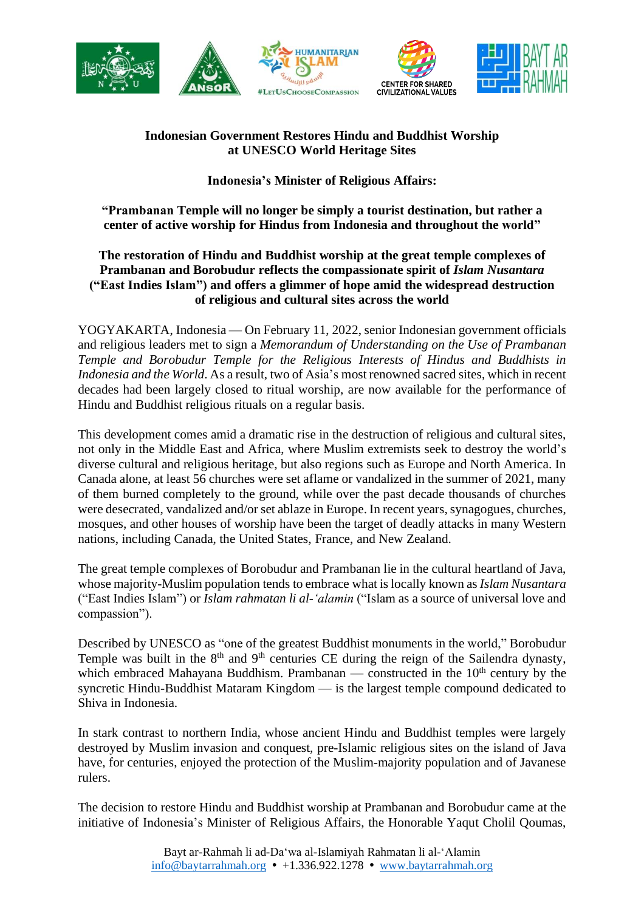## Indonesian Government Restores Hindu and Buddhist Worship at UNESCO World Heritage Sites

**Indonesia's Minister of Religious Affairs:**

**"Prambanan Temple will no longer be simply a tourist destination, but rather a center of active worship for Hindus from Indonesia and throughout the world"**

**The restoration of Hindu and Buddhist worship at the great temple complexes of Prambanan and Borobudur reflects the compassionate spirit of *Islam Nusantara* ("East Indies Islam") and offers a glimmer of hope amid the widespread destruction of religious and cultural sites across the world**

YOGYAKARTA, Indonesia — On February 11, 2022, senior Indonesian government officials and religious leaders met to sign a *Memorandum of Understanding on the Use of Prambanan Temple and Borobudur Temple for the Religious Interests of Hindus and Buddhists in Indonesia and the World*. As a result, two of Asia's most renowned sacred sites, which in recent decades had been largely closed to ritual worship, are now available for the performance of Hindu and Buddhist religious rituals on a regular basis.

This development comes amid a dramatic rise in the destruction of religious and cultural sites, not only in the Middle East and Africa, where Muslim extremists seek to destroy the world's diverse cultural and religious heritage, but also regions such as Europe and North America. In Canada alone, at least 56 churches were set aflame or vandalized in the summer of 2021, many of them burned completely to the ground, while over the past decade thousands of churches were desecrated, vandalized and/or set ablaze in Europe. In recent years, synagogues, churches, mosques, and other houses of worship have been the target of deadly attacks in many Western nations, including Canada, the United States, France, and New Zealand.

The great temple complexes of Borobudur and Prambanan lie in the cultural heartland of Java, whose majority-Muslim population tends to embrace what is locally known as *Islam Nusantara* ("East Indies Islam") or *Islam rahmatan li al-'alamin* ("Islam as a source of universal love and compassion").

Described by UNESCO as "one of the greatest Buddhist monuments in the world," Borobudur Temple was built in the 8th and 9th centuries CE during the reign of the Sailendra dynasty, which embraced Mahayana Buddhism. Prambanan — constructed in the 10th century by the syncretic Hindu-Buddhist Mataram Kingdom — is the largest temple compound dedicated to Shiva in Indonesia.

In stark contrast to northern India, whose ancient Hindu and Buddhist temples were largely destroyed by Muslim invasion and conquest, pre-Islamic religious sites on the island of Java have, for centuries, enjoyed the protection of the Muslim-majority population and of Javanese rulers.

The decision to restore Hindu and Buddhist worship at Prambanan and Borobudur came at the initiative of Indonesia's Minister of Religious Affairs, the Honorable Yaqut Cholil Qoumas,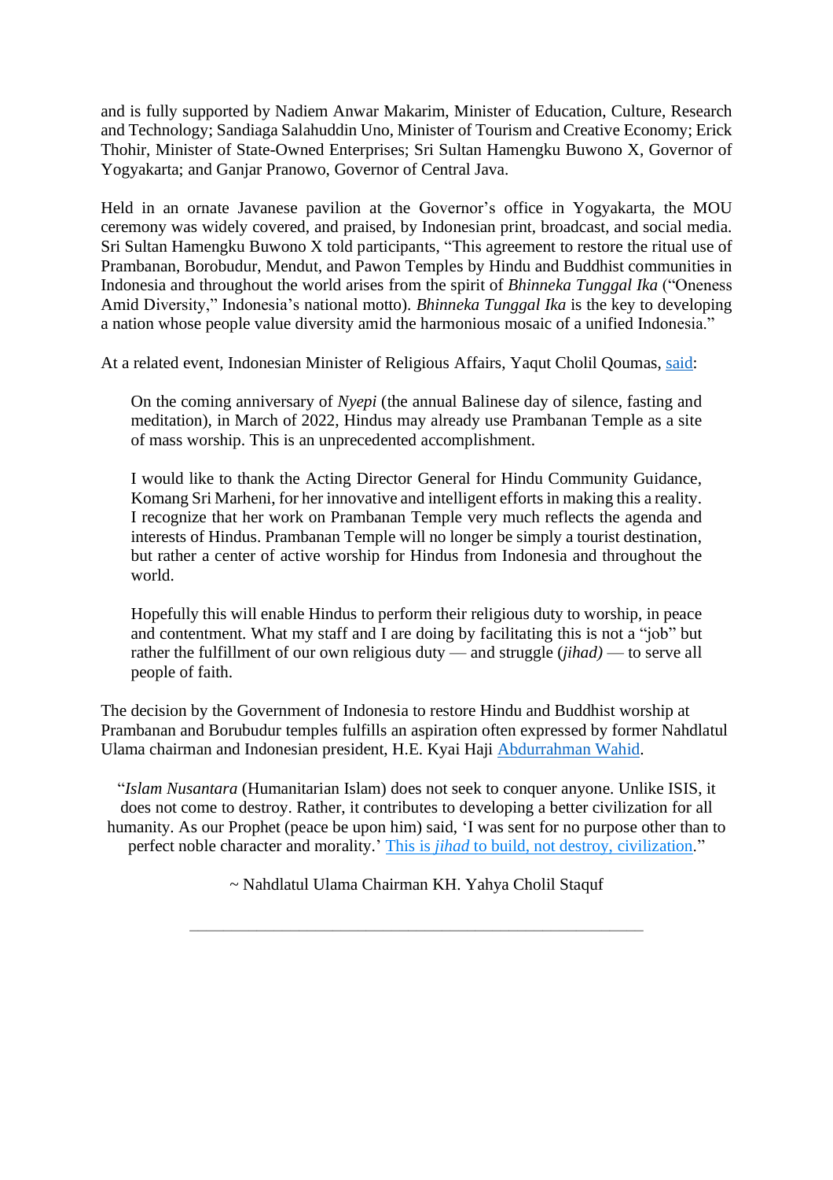and is fully supported by Nadiem Anwar Makarim, Minister of Education, Culture, Research and Technology; Sandiaga Salahuddin Uno, Minister of Tourism and Creative Economy; Erick Thohir, Minister of State-Owned Enterprises; Sri Sultan Hamengku Buwono X, Governor of Yogyakarta; and Ganjar Pranowo, Governor of Central Java.

Held in an ornate Javanese pavilion at the Governor's office in Yogyakarta, the MOU ceremony was widely covered, and praised, by Indonesian print, broadcast, and social media. Sri Sultan Hamengku Buwono X told participants, "This agreement to restore the ritual use of Prambanan, Borobudur, Mendut, and Pawon Temples by Hindu and Buddhist communities in Indonesia and throughout the world arises from the spirit of *Bhinneka Tunggal Ika* ("Oneness Amid Diversity," Indonesia's national motto). *Bhinneka Tunggal Ika* is the key to developing a nation whose people value diversity amid the harmonious mosaic of a unified Indonesia."

At a related event, Indonesian Minister of Religious Affairs, Yaqut Cholil Qoumas, [said](#):

> On the coming anniversary of *Nyepi* (the annual Balinese day of silence, fasting and meditation), in March of 2022, Hindus may already use Prambanan Temple as a site of mass worship. This is an unprecedented accomplishment.
>
> I would like to thank the Acting Director General for Hindu Community Guidance, Komang Sri Marheni, for her innovative and intelligent efforts in making this a reality. I recognize that her work on Prambanan Temple very much reflects the agenda and interests of Hindus. Prambanan Temple will no longer be simply a tourist destination, but rather a center of active worship for Hindus from Indonesia and throughout the world.
>
> Hopefully this will enable Hindus to perform their religious duty to worship, in peace and contentment. What my staff and I are doing by facilitating this is not a "job" but rather the fulfillment of our own religious duty — and struggle (*jihad)* — to serve all people of faith.

The decision by the Government of Indonesia to restore Hindu and Buddhist worship at Prambanan and Borubudur temples fulfills an aspiration often expressed by former Nahdlatul Ulama chairman and Indonesian president, H.E. Kyai Haji [Abdurrahman Wahid](#).

"*Islam Nusantara* (Humanitarian Islam) does not seek to conquer anyone. Unlike ISIS, it does not come to destroy. Rather, it contributes to developing a better civilization for all humanity. As our Prophet (peace be upon him) said, 'I was sent for no purpose other than to perfect noble character and morality.' [This is *jihad* to build, not destroy, civilization](#)."

~ Nahdlatul Ulama Chairman KH. Yahya Cholil Staquf

---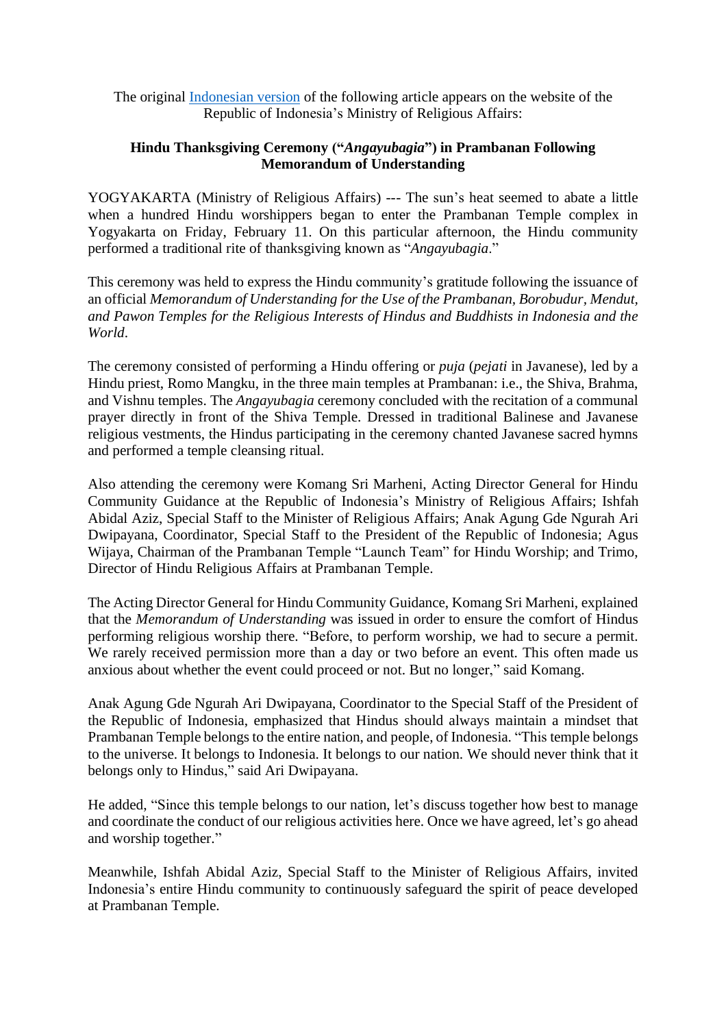The original [Indonesian version](#) of the following article appears on the website of the Republic of Indonesia's Ministry of Religious Affairs:

**Hindu Thanksgiving Ceremony ("*Angayubagia*") in Prambanan Following Memorandum of Understanding**

YOGYAKARTA (Ministry of Religious Affairs) --- The sun's heat seemed to abate a little when a hundred Hindu worshippers began to enter the Prambanan Temple complex in Yogyakarta on Friday, February 11. On this particular afternoon, the Hindu community performed a traditional rite of thanksgiving known as "*Angayubagia*."

This ceremony was held to express the Hindu community's gratitude following the issuance of an official *Memorandum of Understanding for the Use of the Prambanan, Borobudur, Mendut, and Pawon Temples for the Religious Interests of Hindus and Buddhists in Indonesia and the World*.

The ceremony consisted of performing a Hindu offering or *puja* (*pejati* in Javanese), led by a Hindu priest, Romo Mangku, in the three main temples at Prambanan: i.e., the Shiva, Brahma, and Vishnu temples. The *Angayubagia* ceremony concluded with the recitation of a communal prayer directly in front of the Shiva Temple. Dressed in traditional Balinese and Javanese religious vestments, the Hindus participating in the ceremony chanted Javanese sacred hymns and performed a temple cleansing ritual.

Also attending the ceremony were Komang Sri Marheni, Acting Director General for Hindu Community Guidance at the Republic of Indonesia's Ministry of Religious Affairs; Ishfah Abidal Aziz, Special Staff to the Minister of Religious Affairs; Anak Agung Gde Ngurah Ari Dwipayana, Coordinator, Special Staff to the President of the Republic of Indonesia; Agus Wijaya, Chairman of the Prambanan Temple "Launch Team" for Hindu Worship; and Trimo, Director of Hindu Religious Affairs at Prambanan Temple.

The Acting Director General for Hindu Community Guidance, Komang Sri Marheni, explained that the *Memorandum of Understanding* was issued in order to ensure the comfort of Hindus performing religious worship there. "Before, to perform worship, we had to secure a permit. We rarely received permission more than a day or two before an event. This often made us anxious about whether the event could proceed or not. But no longer," said Komang.

Anak Agung Gde Ngurah Ari Dwipayana, Coordinator to the Special Staff of the President of the Republic of Indonesia, emphasized that Hindus should always maintain a mindset that Prambanan Temple belongs to the entire nation, and people, of Indonesia. "This temple belongs to the universe. It belongs to Indonesia. It belongs to our nation. We should never think that it belongs only to Hindus," said Ari Dwipayana.

He added, "Since this temple belongs to our nation, let's discuss together how best to manage and coordinate the conduct of our religious activities here. Once we have agreed, let's go ahead and worship together."

Meanwhile, Ishfah Abidal Aziz, Special Staff to the Minister of Religious Affairs, invited Indonesia's entire Hindu community to continuously safeguard the spirit of peace developed at Prambanan Temple.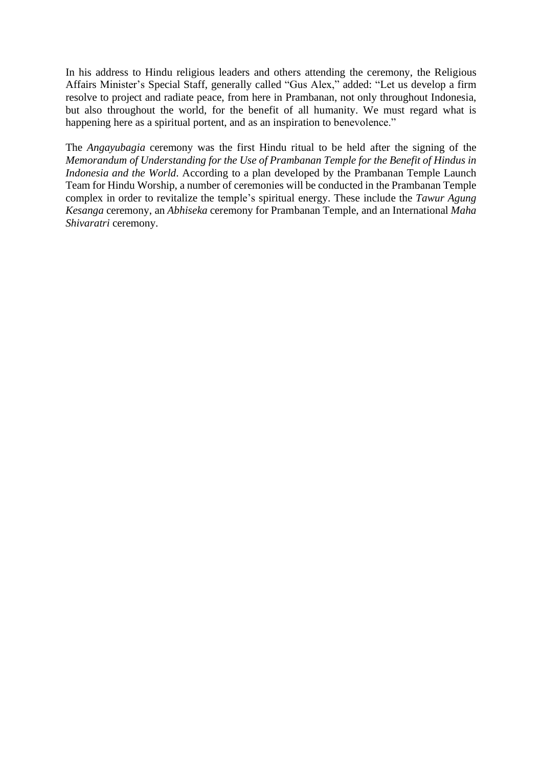In his address to Hindu religious leaders and others attending the ceremony, the Religious Affairs Minister's Special Staff, generally called "Gus Alex," added: "Let us develop a firm resolve to project and radiate peace, from here in Prambanan, not only throughout Indonesia, but also throughout the world, for the benefit of all humanity. We must regard what is happening here as a spiritual portent, and as an inspiration to benevolence."

The *Angayubagia* ceremony was the first Hindu ritual to be held after the signing of the *Memorandum of Understanding for the Use of Prambanan Temple for the Benefit of Hindus in Indonesia and the World*. According to a plan developed by the Prambanan Temple Launch Team for Hindu Worship, a number of ceremonies will be conducted in the Prambanan Temple complex in order to revitalize the temple's spiritual energy. These include the *Tawur Agung Kesanga* ceremony, an *Abhiseka* ceremony for Prambanan Temple, and an International *Maha Shivaratri* ceremony.